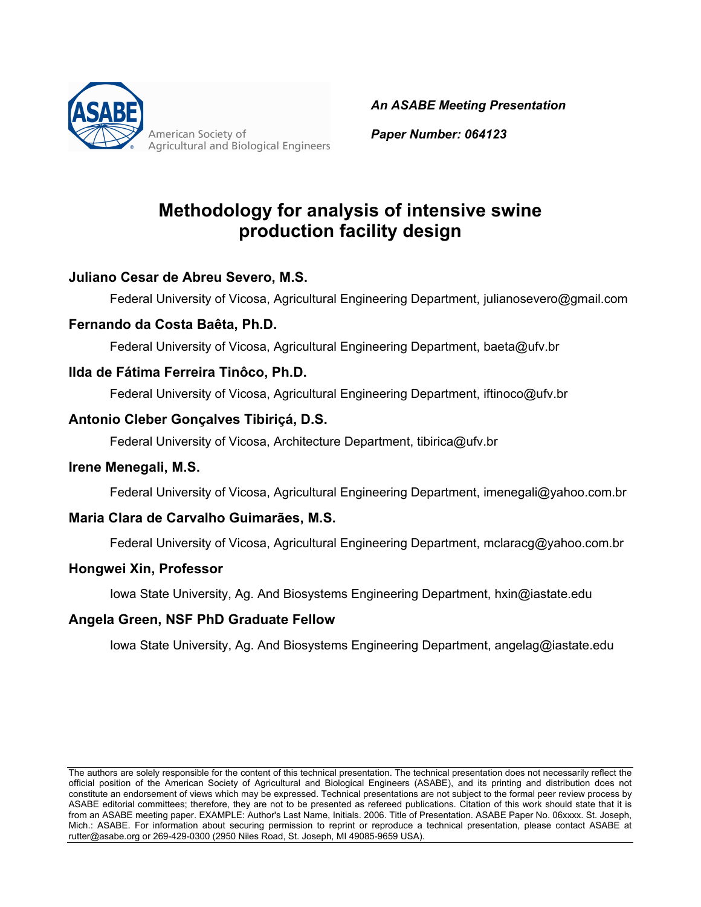American Society of Agricultural and Biological Engineers

*An ASABE Meeting Presentation*

*Paper Number: 064123*

# Methodology for analysis of intensive swine production facility design

**Juliano Cesar de Abreu Severo, M.S.**

Federal University of Vicosa, Agricultural Engineering Department, julianosevero@gmail.com

**Fernando da Costa Baêta, Ph.D.**

Federal University of Vicosa, Agricultural Engineering Department, baeta@ufv.br

**Ilda de Fátima Ferreira Tinôco, Ph.D.**

Federal University of Vicosa, Agricultural Engineering Department, iftinoco@ufv.br

**Antonio Cleber Gonçalves Tibiriçá, D.S.**

Federal University of Vicosa, Architecture Department, tibirica@ufv.br

**Irene Menegali, M.S.**

Federal University of Vicosa, Agricultural Engineering Department, imenegali@yahoo.com.br

**Maria Clara de Carvalho Guimarães, M.S.**

Federal University of Vicosa, Agricultural Engineering Department, mclaracg@yahoo.com.br

**Hongwei Xin, Professor**

Iowa State University, Ag. And Biosystems Engineering Department, hxin@iastate.edu

**Angela Green, NSF PhD Graduate Fellow**

Iowa State University, Ag. And Biosystems Engineering Department, angelag@iastate.edu

The authors are solely responsible for the content of this technical presentation. The technical presentation does not necessarily reflect the official position of the American Society of Agricultural and Biological Engineers (ASABE), and its printing and distribution does not constitute an endorsement of views which may be expressed. Technical presentations are not subject to the formal peer review process by ASABE editorial committees; therefore, they are not to be presented as refereed publications. Citation of this work should state that it is from an ASABE meeting paper. EXAMPLE: Author's Last Name, Initials. 2006. Title of Presentation. ASABE Paper No. 06xxxx. St. Joseph, Mich.: ASABE. For information about securing permission to reprint or reproduce a technical presentation, please contact ASABE at rutter@asabe.org or 269-429-0300 (2950 Niles Road, St. Joseph, MI 49085-9659 USA).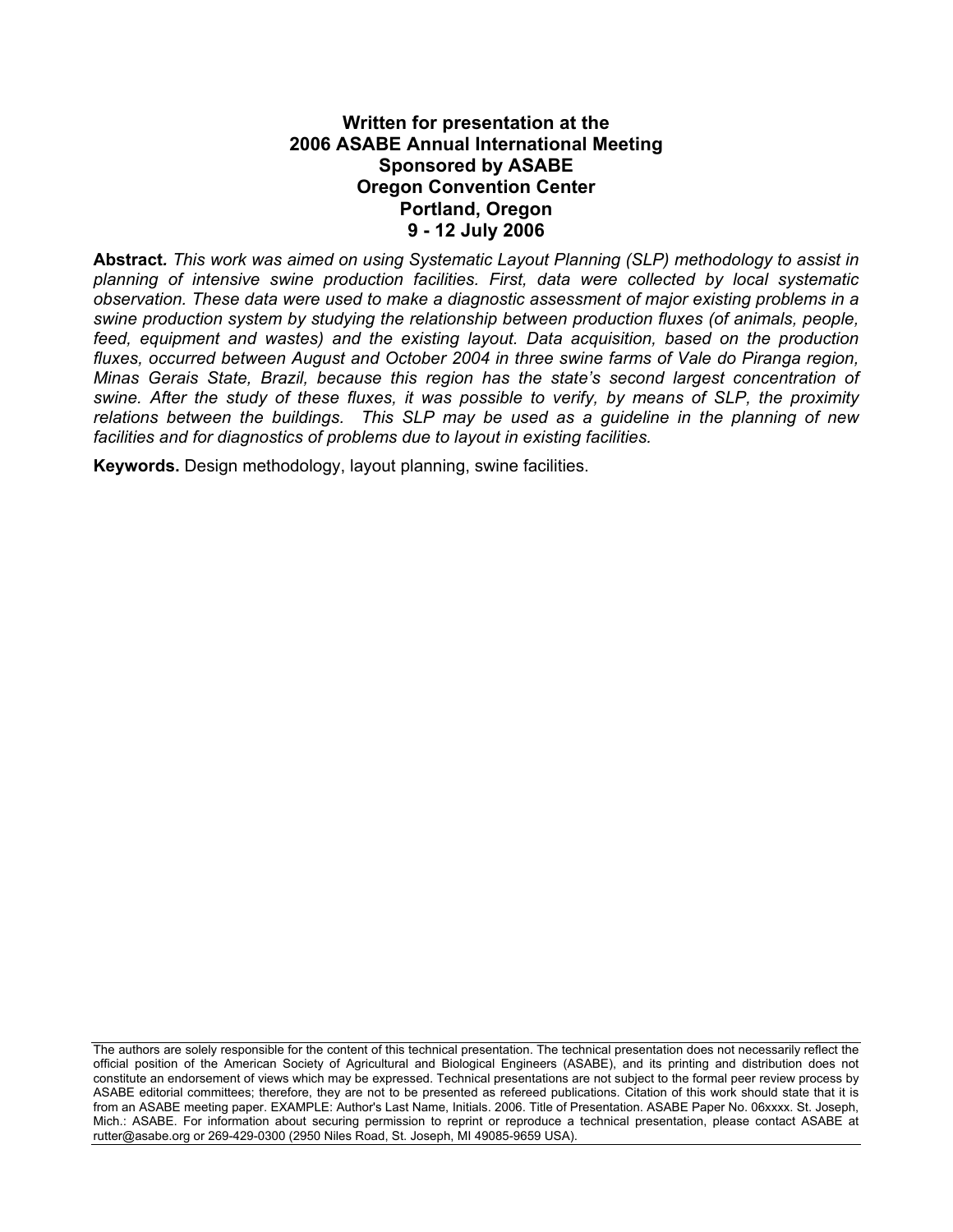**Written for presentation at the**
**2006 ASABE Annual International Meeting**
**Sponsored by ASABE**
**Oregon Convention Center**
**Portland, Oregon**
**9 - 12 July 2006**

**Abstract.** *This work was aimed on using Systematic Layout Planning (SLP) methodology to assist in planning of intensive swine production facilities. First, data were collected by local systematic observation. These data were used to make a diagnostic assessment of major existing problems in a swine production system by studying the relationship between production fluxes (of animals, people, feed, equipment and wastes) and the existing layout. Data acquisition, based on the production fluxes, occurred between August and October 2004 in three swine farms of Vale do Piranga region, Minas Gerais State, Brazil, because this region has the state's second largest concentration of swine. After the study of these fluxes, it was possible to verify, by means of SLP, the proximity relations between the buildings. This SLP may be used as a guideline in the planning of new facilities and for diagnostics of problems due to layout in existing facilities.*

**Keywords.** Design methodology, layout planning, swine facilities.

The authors are solely responsible for the content of this technical presentation. The technical presentation does not necessarily reflect the official position of the American Society of Agricultural and Biological Engineers (ASABE), and its printing and distribution does not constitute an endorsement of views which may be expressed. Technical presentations are not subject to the formal peer review process by ASABE editorial committees; therefore, they are not to be presented as refereed publications. Citation of this work should state that it is from an ASABE meeting paper. EXAMPLE: Author's Last Name, Initials. 2006. Title of Presentation. ASABE Paper No. 06xxxx. St. Joseph, Mich.: ASABE. For information about securing permission to reprint or reproduce a technical presentation, please contact ASABE at rutter@asabe.org or 269-429-0300 (2950 Niles Road, St. Joseph, MI 49085-9659 USA).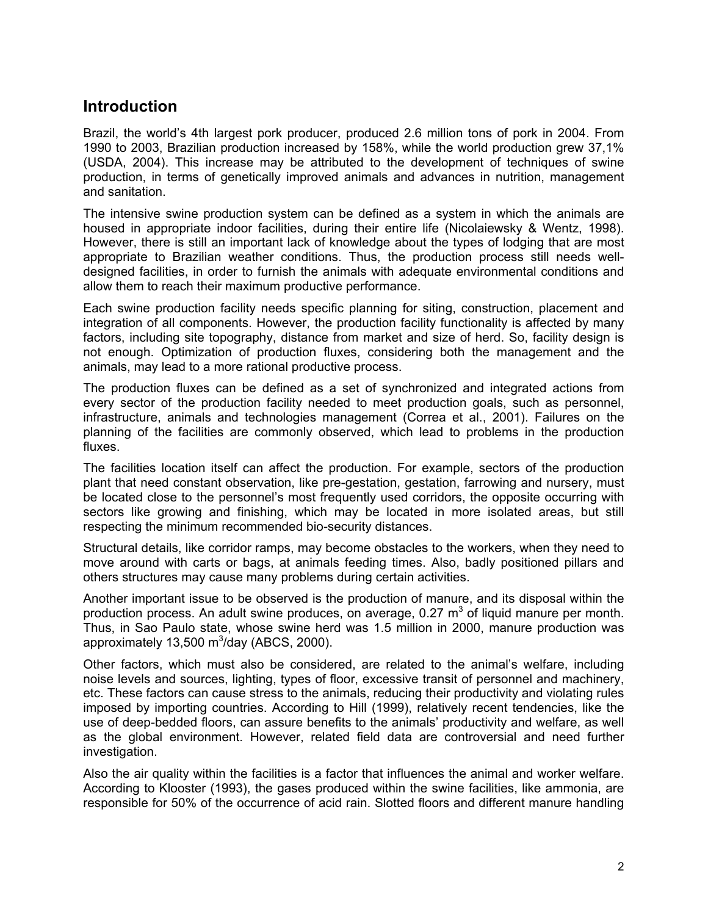## Introduction

Brazil, the world's 4th largest pork producer, produced 2.6 million tons of pork in 2004. From 1990 to 2003, Brazilian production increased by 158%, while the world production grew 37,1% (USDA, 2004). This increase may be attributed to the development of techniques of swine production, in terms of genetically improved animals and advances in nutrition, management and sanitation.

The intensive swine production system can be defined as a system in which the animals are housed in appropriate indoor facilities, during their entire life (Nicolaiewsky & Wentz, 1998). However, there is still an important lack of knowledge about the types of lodging that are most appropriate to Brazilian weather conditions. Thus, the production process still needs well-designed facilities, in order to furnish the animals with adequate environmental conditions and allow them to reach their maximum productive performance.

Each swine production facility needs specific planning for siting, construction, placement and integration of all components. However, the production facility functionality is affected by many factors, including site topography, distance from market and size of herd. So, facility design is not enough. Optimization of production fluxes, considering both the management and the animals, may lead to a more rational productive process.

The production fluxes can be defined as a set of synchronized and integrated actions from every sector of the production facility needed to meet production goals, such as personnel, infrastructure, animals and technologies management (Correa et al., 2001). Failures on the planning of the facilities are commonly observed, which lead to problems in the production fluxes.

The facilities location itself can affect the production. For example, sectors of the production plant that need constant observation, like pre-gestation, gestation, farrowing and nursery, must be located close to the personnel's most frequently used corridors, the opposite occurring with sectors like growing and finishing, which may be located in more isolated areas, but still respecting the minimum recommended bio-security distances.

Structural details, like corridor ramps, may become obstacles to the workers, when they need to move around with carts or bags, at animals feeding times. Also, badly positioned pillars and others structures may cause many problems during certain activities.

Another important issue to be observed is the production of manure, and its disposal within the production process. An adult swine produces, on average, 0.27 $m^3$ of liquid manure per month. Thus, in Sao Paulo state, whose swine herd was 1.5 million in 2000, manure production was approximately 13,500 $m^3$/day (ABCS, 2000).

Other factors, which must also be considered, are related to the animal's welfare, including noise levels and sources, lighting, types of floor, excessive transit of personnel and machinery, etc. These factors can cause stress to the animals, reducing their productivity and violating rules imposed by importing countries. According to Hill (1999), relatively recent tendencies, like the use of deep-bedded floors, can assure benefits to the animals' productivity and welfare, as well as the global environment. However, related field data are controversial and need further investigation.

Also the air quality within the facilities is a factor that influences the animal and worker welfare. According to Klooster (1993), the gases produced within the swine facilities, like ammonia, are responsible for 50% of the occurrence of acid rain. Slotted floors and different manure handling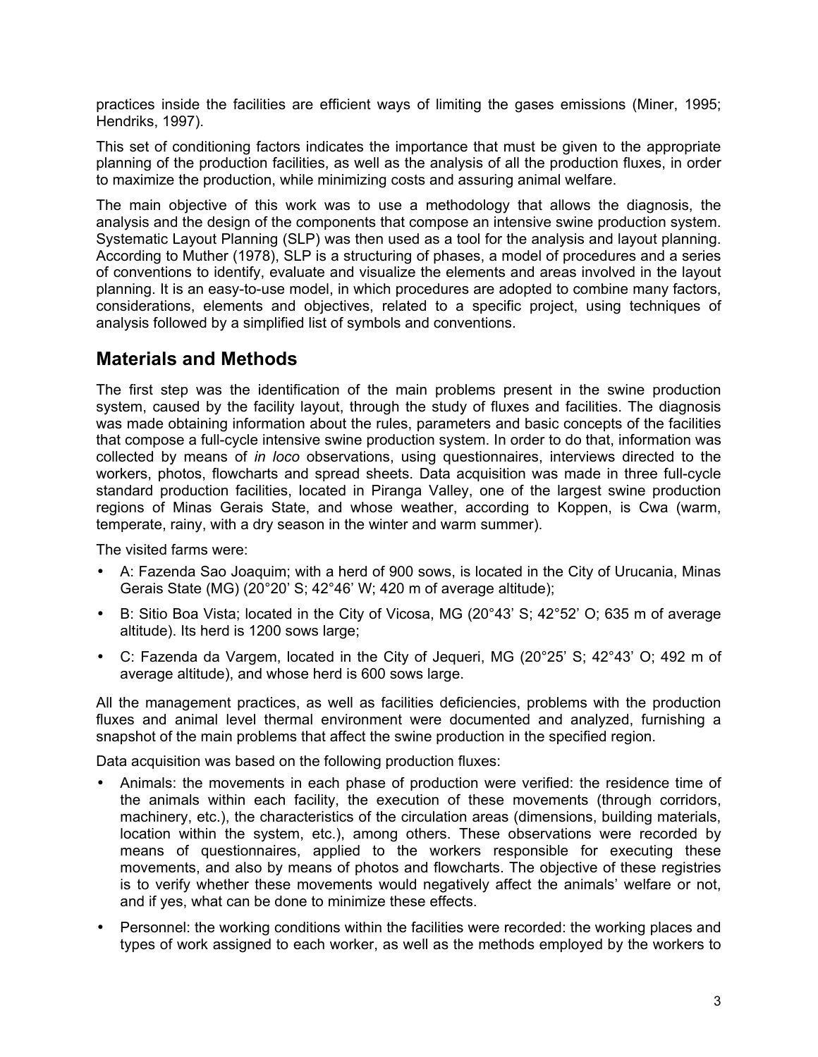practices inside the facilities are efficient ways of limiting the gases emissions (Miner, 1995; Hendriks, 1997).

This set of conditioning factors indicates the importance that must be given to the appropriate planning of the production facilities, as well as the analysis of all the production fluxes, in order to maximize the production, while minimizing costs and assuring animal welfare.

The main objective of this work was to use a methodology that allows the diagnosis, the analysis and the design of the components that compose an intensive swine production system. Systematic Layout Planning (SLP) was then used as a tool for the analysis and layout planning. According to Muther (1978), SLP is a structuring of phases, a model of procedures and a series of conventions to identify, evaluate and visualize the elements and areas involved in the layout planning. It is an easy-to-use model, in which procedures are adopted to combine many factors, considerations, elements and objectives, related to a specific project, using techniques of analysis followed by a simplified list of symbols and conventions.

## Materials and Methods

The first step was the identification of the main problems present in the swine production system, caused by the facility layout, through the study of fluxes and facilities. The diagnosis was made obtaining information about the rules, parameters and basic concepts of the facilities that compose a full-cycle intensive swine production system. In order to do that, information was collected by means of *in loco* observations, using questionnaires, interviews directed to the workers, photos, flowcharts and spread sheets. Data acquisition was made in three full-cycle standard production facilities, located in Piranga Valley, one of the largest swine production regions of Minas Gerais State, and whose weather, according to Koppen, is Cwa (warm, temperate, rainy, with a dry season in the winter and warm summer).

The visited farms were:

- A: Fazenda Sao Joaquim; with a herd of 900 sows, is located in the City of Urucania, Minas Gerais State (MG) (20°20' S; 42°46' W; 420 m of average altitude);
- B: Sitio Boa Vista; located in the City of Vicosa, MG (20°43' S; 42°52' O; 635 m of average altitude). Its herd is 1200 sows large;
- C: Fazenda da Vargem, located in the City of Jequeri, MG (20°25' S; 42°43' O; 492 m of average altitude), and whose herd is 600 sows large.

All the management practices, as well as facilities deficiencies, problems with the production fluxes and animal level thermal environment were documented and analyzed, furnishing a snapshot of the main problems that affect the swine production in the specified region.

Data acquisition was based on the following production fluxes:

- Animals: the movements in each phase of production were verified: the residence time of the animals within each facility, the execution of these movements (through corridors, machinery, etc.), the characteristics of the circulation areas (dimensions, building materials, location within the system, etc.), among others. These observations were recorded by means of questionnaires, applied to the workers responsible for executing these movements, and also by means of photos and flowcharts. The objective of these registries is to verify whether these movements would negatively affect the animals' welfare or not, and if yes, what can be done to minimize these effects.
- Personnel: the working conditions within the facilities were recorded: the working places and types of work assigned to each worker, as well as the methods employed by the workers to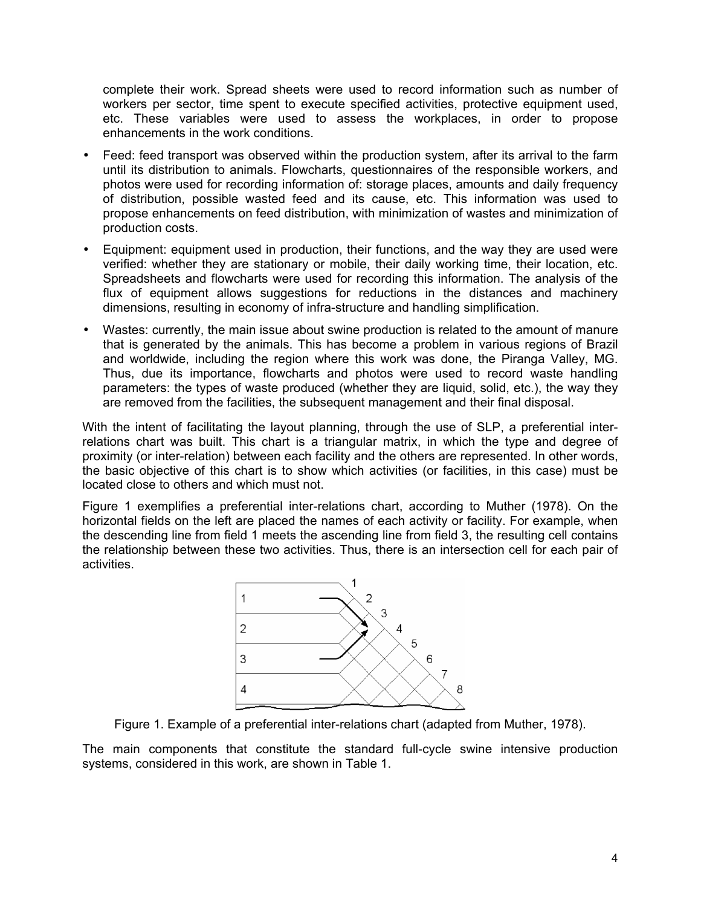complete their work. Spread sheets were used to record information such as number of workers per sector, time spent to execute specified activities, protective equipment used, etc. These variables were used to assess the workplaces, in order to propose enhancements in the work conditions.

- Feed: feed transport was observed within the production system, after its arrival to the farm until its distribution to animals. Flowcharts, questionnaires of the responsible workers, and photos were used for recording information of: storage places, amounts and daily frequency of distribution, possible wasted feed and its cause, etc. This information was used to propose enhancements on feed distribution, with minimization of wastes and minimization of production costs.
- Equipment: equipment used in production, their functions, and the way they are used were verified: whether they are stationary or mobile, their daily working time, their location, etc. Spreadsheets and flowcharts were used for recording this information. The analysis of the flux of equipment allows suggestions for reductions in the distances and machinery dimensions, resulting in economy of infra-structure and handling simplification.
- Wastes: currently, the main issue about swine production is related to the amount of manure that is generated by the animals. This has become a problem in various regions of Brazil and worldwide, including the region where this work was done, the Piranga Valley, MG. Thus, due its importance, flowcharts and photos were used to record waste handling parameters: the types of waste produced (whether they are liquid, solid, etc.), the way they are removed from the facilities, the subsequent management and their final disposal.

With the intent of facilitating the layout planning, through the use of SLP, a preferential inter-relations chart was built. This chart is a triangular matrix, in which the type and degree of proximity (or inter-relation) between each facility and the others are represented. In other words, the basic objective of this chart is to show which activities (or facilities, in this case) must be located close to others and which must not.

Figure 1 exemplifies a preferential inter-relations chart, according to Muther (1978). On the horizontal fields on the left are placed the names of each activity or facility. For example, when the descending line from field 1 meets the ascending line from field 3, the resulting cell contains the relationship between these two activities. Thus, there is an intersection cell for each pair of activities.

Figure 1. Example of a preferential inter-relations chart (adapted from Muther, 1978).

The main components that constitute the standard full-cycle swine intensive production systems, considered in this work, are shown in Table 1.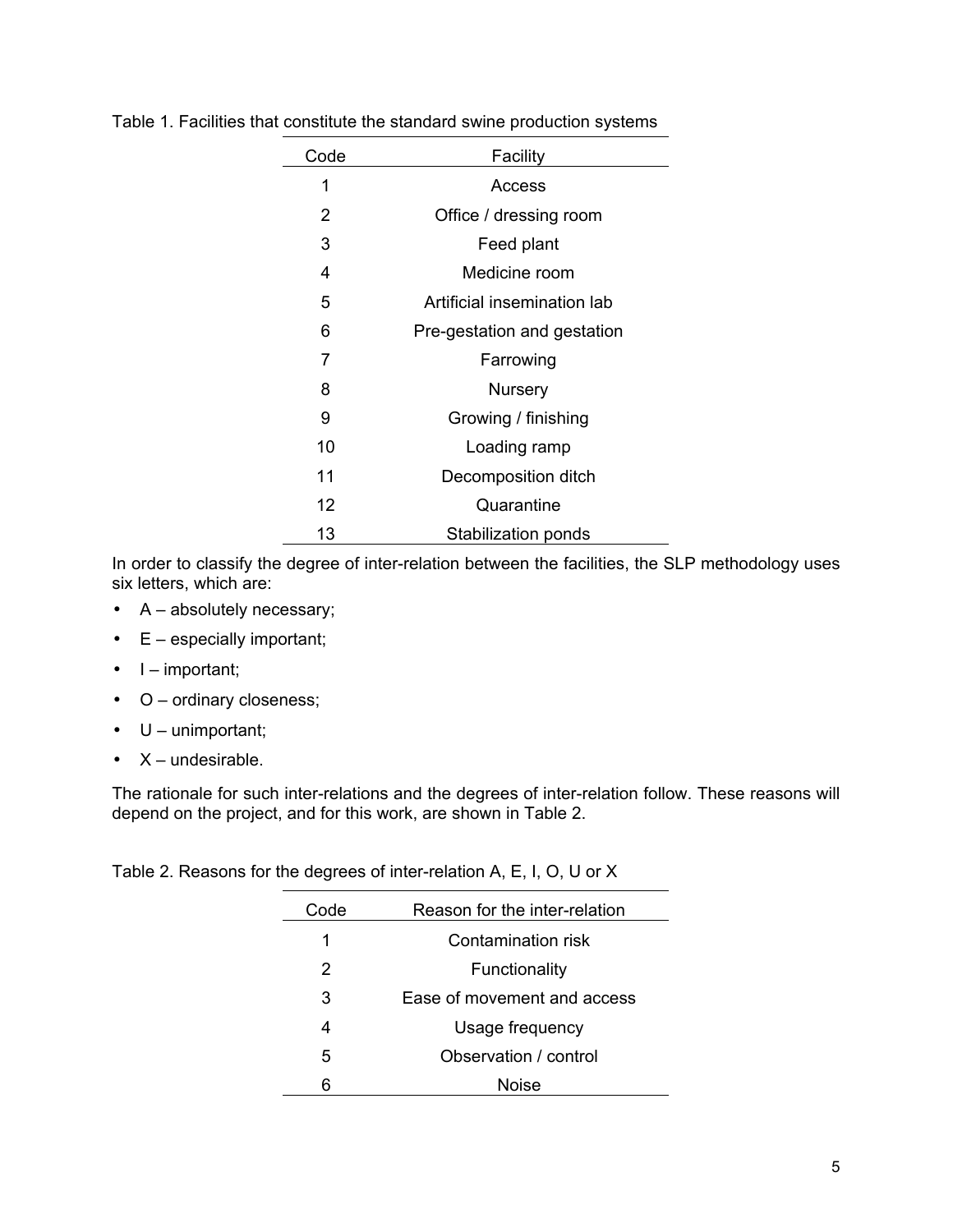Table 1. Facilities that constitute the standard swine production systems

| Code | Facility |
|---|---|
| 1 | Access |
| 2 | Office / dressing room |
| 3 | Feed plant |
| 4 | Medicine room |
| 5 | Artificial insemination lab |
| 6 | Pre-gestation and gestation |
| 7 | Farrowing |
| 8 | Nursery |
| 9 | Growing / finishing |
| 10 | Loading ramp |
| 11 | Decomposition ditch |
| 12 | Quarantine |
| 13 | Stabilization ponds |

In order to classify the degree of inter-relation between the facilities, the SLP methodology uses six letters, which are:

- A – absolutely necessary;
- E – especially important;
- I – important;
- O – ordinary closeness;
- U – unimportant;
- X – undesirable.

The rationale for such inter-relations and the degrees of inter-relation follow. These reasons will depend on the project, and for this work, are shown in Table 2.

Table 2. Reasons for the degrees of inter-relation A, E, I, O, U or X

| Code | Reason for the inter-relation |
|---|---|
| 1 | Contamination risk |
| 2 | Functionality |
| 3 | Ease of movement and access |
| 4 | Usage frequency |
| 5 | Observation / control |
| 6 | Noise |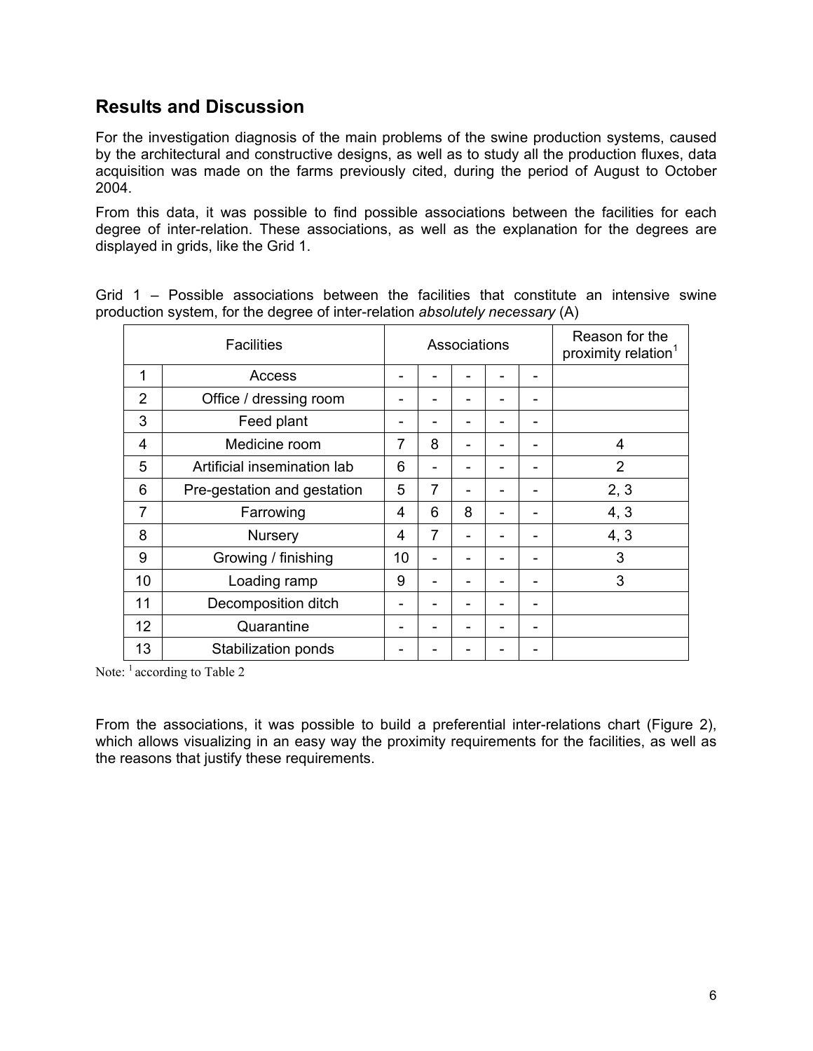## Results and Discussion

For the investigation diagnosis of the main problems of the swine production systems, caused by the architectural and constructive designs, as well as to study all the production fluxes, data acquisition was made on the farms previously cited, during the period of August to October 2004.

From this data, it was possible to find possible associations between the facilities for each degree of inter-relation. These associations, as well as the explanation for the degrees are displayed in grids, like the Grid 1.

Grid 1 – Possible associations between the facilities that constitute an intensive swine production system, for the degree of inter-relation *absolutely necessary* (A)

| Facilities | | Associations | | | | | Reason for the proximity relation[1] |
|---|---|---|---|---|---|---|---|
| 1 | Access | - | - | - | - | - | |
| 2 | Office / dressing room | - | - | - | - | - | |
| 3 | Feed plant | - | - | - | - | - | |
| 4 | Medicine room | 7 | 8 | - | - | - | 4 |
| 5 | Artificial insemination lab | 6 | - | - | - | - | 2 |
| 6 | Pre-gestation and gestation | 5 | 7 | - | - | - | 2, 3 |
| 7 | Farrowing | 4 | 6 | 8 | - | - | 4, 3 |
| 8 | Nursery | 4 | 7 | - | - | - | 4, 3 |
| 9 | Growing / finishing | 10 | - | - | - | - | 3 |
| 10 | Loading ramp | 9 | - | - | - | - | 3 |
| 11 | Decomposition ditch | - | - | - | - | - | |
| 12 | Quarantine | - | - | - | - | - | |
| 13 | Stabilization ponds | - | - | - | - | - | |

Note: [1] according to Table 2

From the associations, it was possible to build a preferential inter-relations chart (Figure 2), which allows visualizing in an easy way the proximity requirements for the facilities, as well as the reasons that justify these requirements.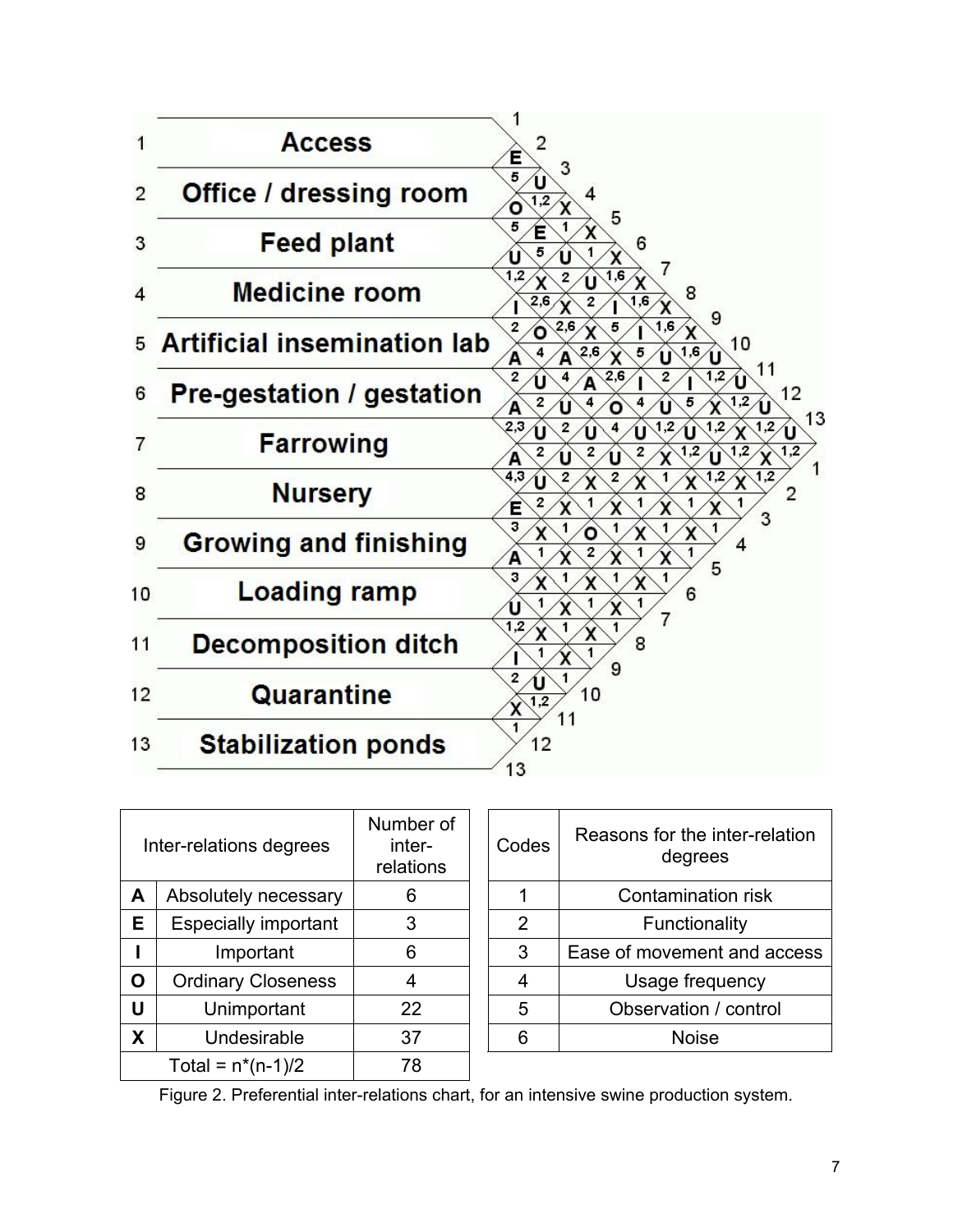1. Access
2. Office / dressing room
3. Feed plant
4. Medicine room
5. Artificial insemination lab
6. Pre-gestation / gestation
7. Farrowing
8. Nursery
9. Growing and finishing
10. Loading ramp
11. Decomposition ditch
12. Quarantine
13. Stabilization ponds

| Inter-relations degrees | | Number of inter-relations |
|---|---|---|
| A | Absolutely necessary | 6 |
| E | Especially important | 3 |
| I | Important | 6 |
| O | Ordinary Closeness | 4 |
| U | Unimportant | 22 |
| X | Undesirable | 37 |
| Total = n*(n-1)/2 | | 78 |

| Codes | Reasons for the inter-relation degrees |
|---|---|
| 1 | Contamination risk |
| 2 | Functionality |
| 3 | Ease of movement and access |
| 4 | Usage frequency |
| 5 | Observation / control |
| 6 | Noise |

Figure 2. Preferential inter-relations chart, for an intensive swine production system.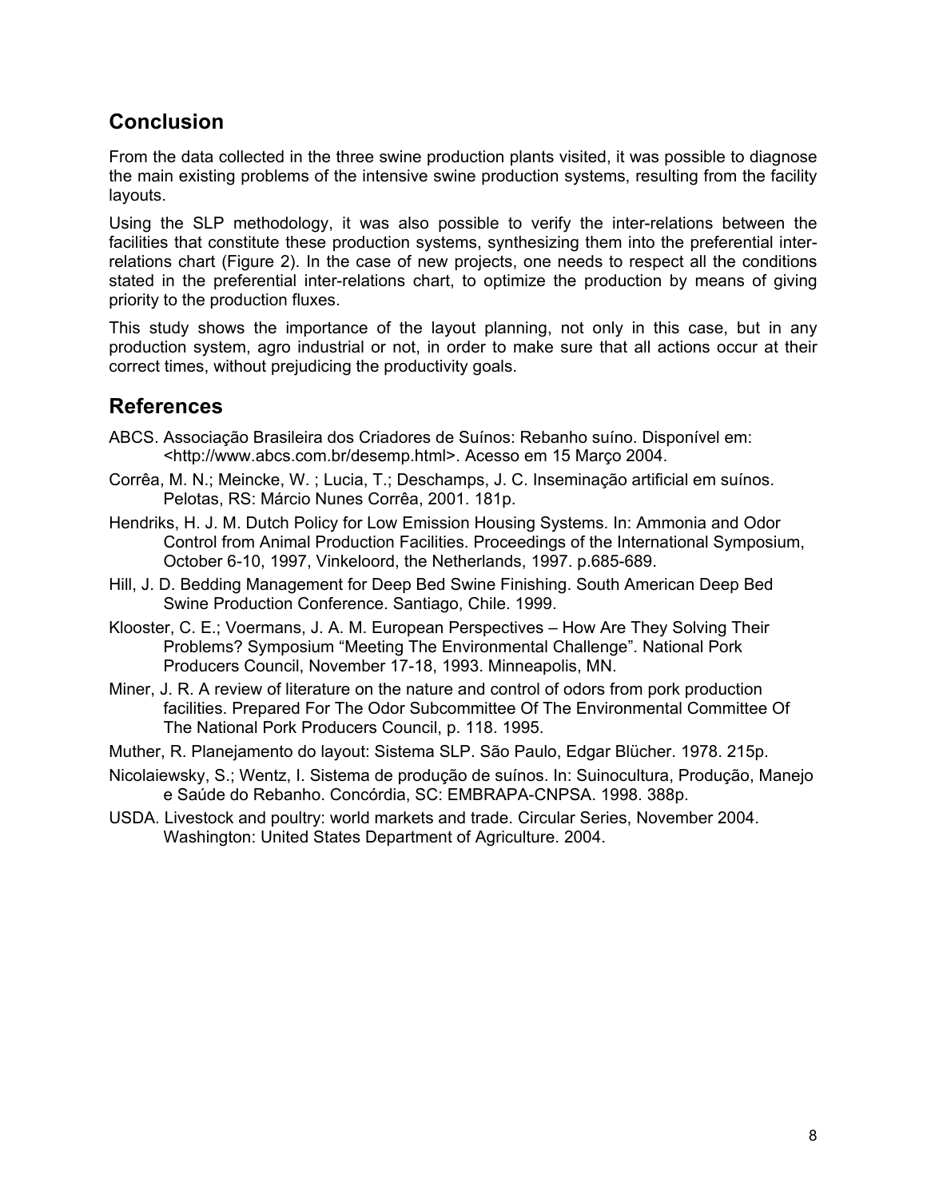## Conclusion

From the data collected in the three swine production plants visited, it was possible to diagnose the main existing problems of the intensive swine production systems, resulting from the facility layouts.

Using the SLP methodology, it was also possible to verify the inter-relations between the facilities that constitute these production systems, synthesizing them into the preferential inter-relations chart (Figure 2). In the case of new projects, one needs to respect all the conditions stated in the preferential inter-relations chart, to optimize the production by means of giving priority to the production fluxes.

This study shows the importance of the layout planning, not only in this case, but in any production system, agro industrial or not, in order to make sure that all actions occur at their correct times, without prejudicing the productivity goals.

## References

ABCS. Associação Brasileira dos Criadores de Suínos: Rebanho suíno. Disponível em: <http://www.abcs.com.br/desemp.html>. Acesso em 15 Março 2004.

Corrêa, M. N.; Meincke, W. ; Lucia, T.; Deschamps, J. C. Inseminação artificial em suínos. Pelotas, RS: Márcio Nunes Corrêa, 2001. 181p.

Hendriks, H. J. M. Dutch Policy for Low Emission Housing Systems. In: Ammonia and Odor Control from Animal Production Facilities. Proceedings of the International Symposium, October 6-10, 1997, Vinkeloord, the Netherlands, 1997. p.685-689.

Hill, J. D. Bedding Management for Deep Bed Swine Finishing. South American Deep Bed Swine Production Conference. Santiago, Chile. 1999.

Klooster, C. E.; Voermans, J. A. M. European Perspectives – How Are They Solving Their Problems? Symposium "Meeting The Environmental Challenge". National Pork Producers Council, November 17-18, 1993. Minneapolis, MN.

Miner, J. R. A review of literature on the nature and control of odors from pork production facilities. Prepared For The Odor Subcommittee Of The Environmental Committee Of The National Pork Producers Council, p. 118. 1995.

Muther, R. Planejamento do layout: Sistema SLP. São Paulo, Edgar Blücher. 1978. 215p.

Nicolaiewsky, S.; Wentz, I. Sistema de produção de suínos. In: Suinocultura, Produção, Manejo e Saúde do Rebanho. Concórdia, SC: EMBRAPA-CNPSA. 1998. 388p.

USDA. Livestock and poultry: world markets and trade. Circular Series, November 2004. Washington: United States Department of Agriculture. 2004.